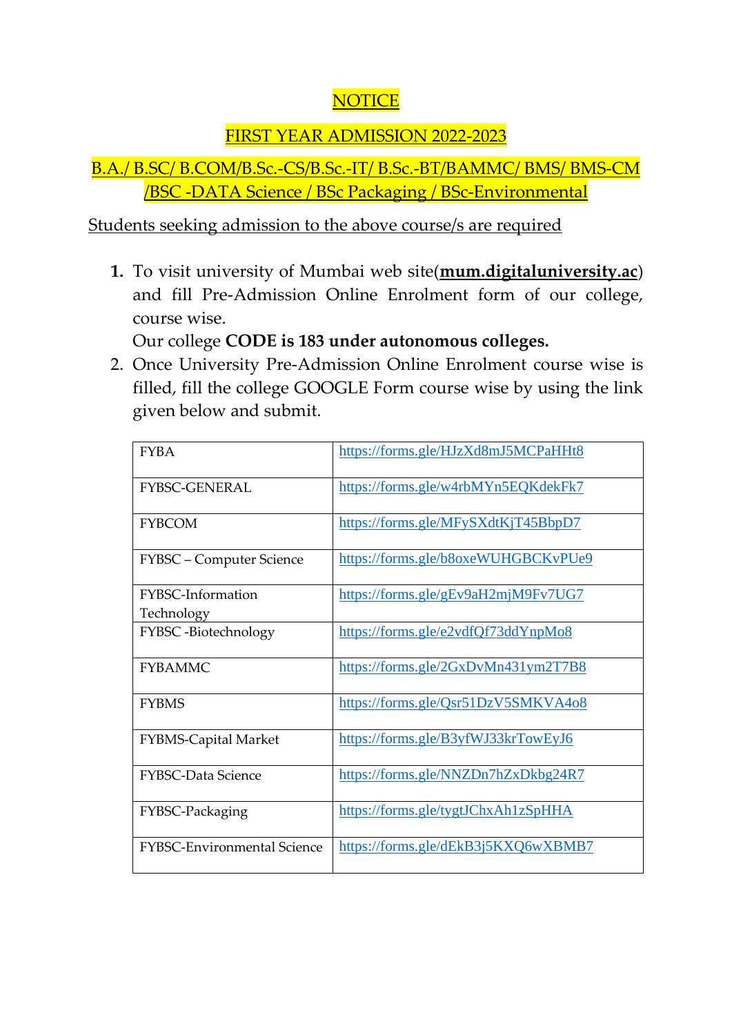# NOTICE

## FIRST YEAR ADMISSION 2022-2023

## B.A./ B.SC/ B.COM/B.Sc.-CS/B.Sc.-IT/ B.Sc.-BT/BAMMC/ BMS/ BMS-CM /BSC -DATA Science / BSc Packaging / BSc-Environmental

Students seeking admission to the above course/s are required

1. To visit university of Mumbai web site(**mum.digitaluniversity.ac**) and fill Pre-Admission Online Enrolment form of our college, course wise.
   Our college **CODE is 183 under autonomous colleges.**
2. Once University Pre-Admission Online Enrolment course wise is filled, fill the college GOOGLE Form course wise by using the link given below and submit.

| FYBA | https://forms.gle/HJzXd8mJ5MCPaHHt8 |
|---|---|
| FYBSC-GENERAL | https://forms.gle/w4rbMYn5EQKdekFk7 |
| FYBCOM | https://forms.gle/MFySXdtKjT45BbpD7 |
| FYBSC – Computer Science | https://forms.gle/b8oxeWUHGBCKvPUe9 |
| FYBSC-Information Technology | https://forms.gle/gEv9aH2mjM9Fv7UG7 |
| FYBSC -Biotechnology | https://forms.gle/e2vdfQf73ddYnpMo8 |
| FYBAMMC | https://forms.gle/2GxDvMn431ym2T7B8 |
| FYBMS | https://forms.gle/Qsr51DzV5SMKVA4o8 |
| FYBMS-Capital Market | https://forms.gle/B3yfWJ33krTowEyJ6 |
| FYBSC-Data Science | https://forms.gle/NNZDn7hZxDkbg24R7 |
| FYBSC-Packaging | https://forms.gle/tygtJChxAh1zSpHHA |
| FYBSC-Environmental Science | https://forms.gle/dEkB3j5KXQ6wXBMB7 |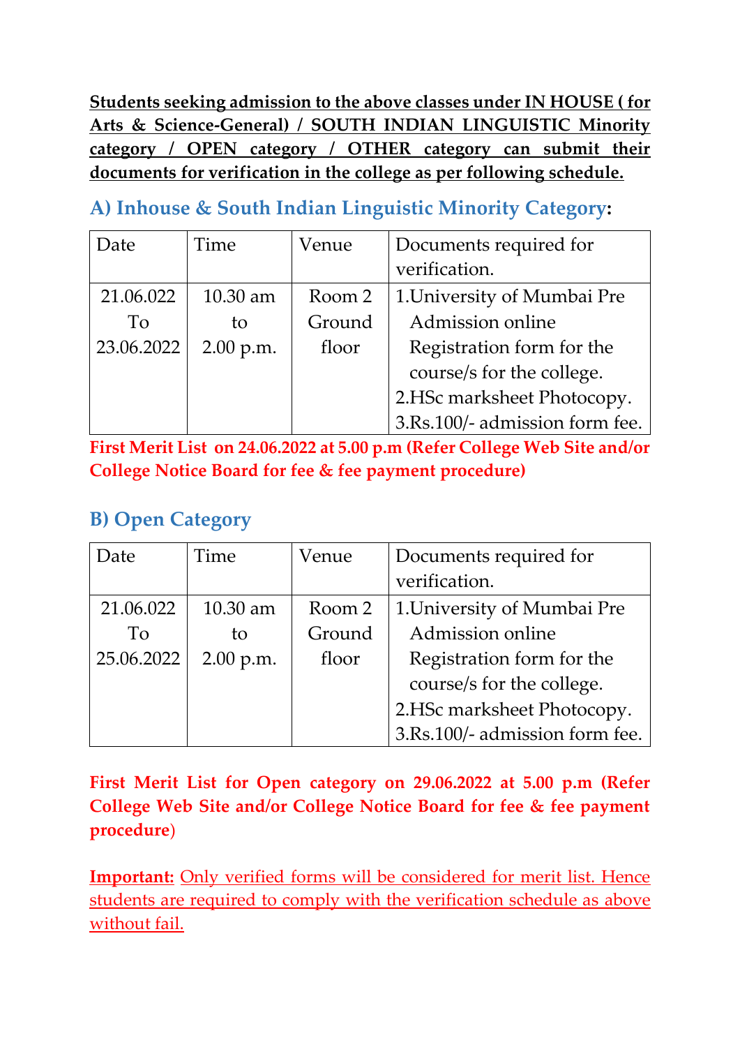**Students seeking admission to the above classes under IN HOUSE ( for Arts & Science-General) / SOUTH INDIAN LINGUISTIC Minority category / OPEN category / OTHER category can submit their documents for verification in the college as per following schedule.**

### A) Inhouse & South Indian Linguistic Minority Category:

| Date | Time | Venue | Documents required for verification. |
|---|---|---|---|
| 21.06.022 To 23.06.2022 | 10.30 am to 2.00 p.m. | Room 2 Ground floor | 1.University of Mumbai Pre Admission online Registration form for the course/s for the college.<br>2.HSc marksheet Photocopy.<br>3.Rs.100/- admission form fee. |

**First Merit List on 24.06.2022 at 5.00 p.m (Refer College Web Site and/or College Notice Board for fee & fee payment procedure)**

### B) Open Category

| Date | Time | Venue | Documents required for verification. |
|---|---|---|---|
| 21.06.022 To 25.06.2022 | 10.30 am to 2.00 p.m. | Room 2 Ground floor | 1.University of Mumbai Pre Admission online Registration form for the course/s for the college.<br>2.HSc marksheet Photocopy.<br>3.Rs.100/- admission form fee. |

**First Merit List for Open category on 29.06.2022 at 5.00 p.m (Refer College Web Site and/or College Notice Board for fee & fee payment procedure)**

**Important:** Only verified forms will be considered for merit list. Hence students are required to comply with the verification schedule as above without fail.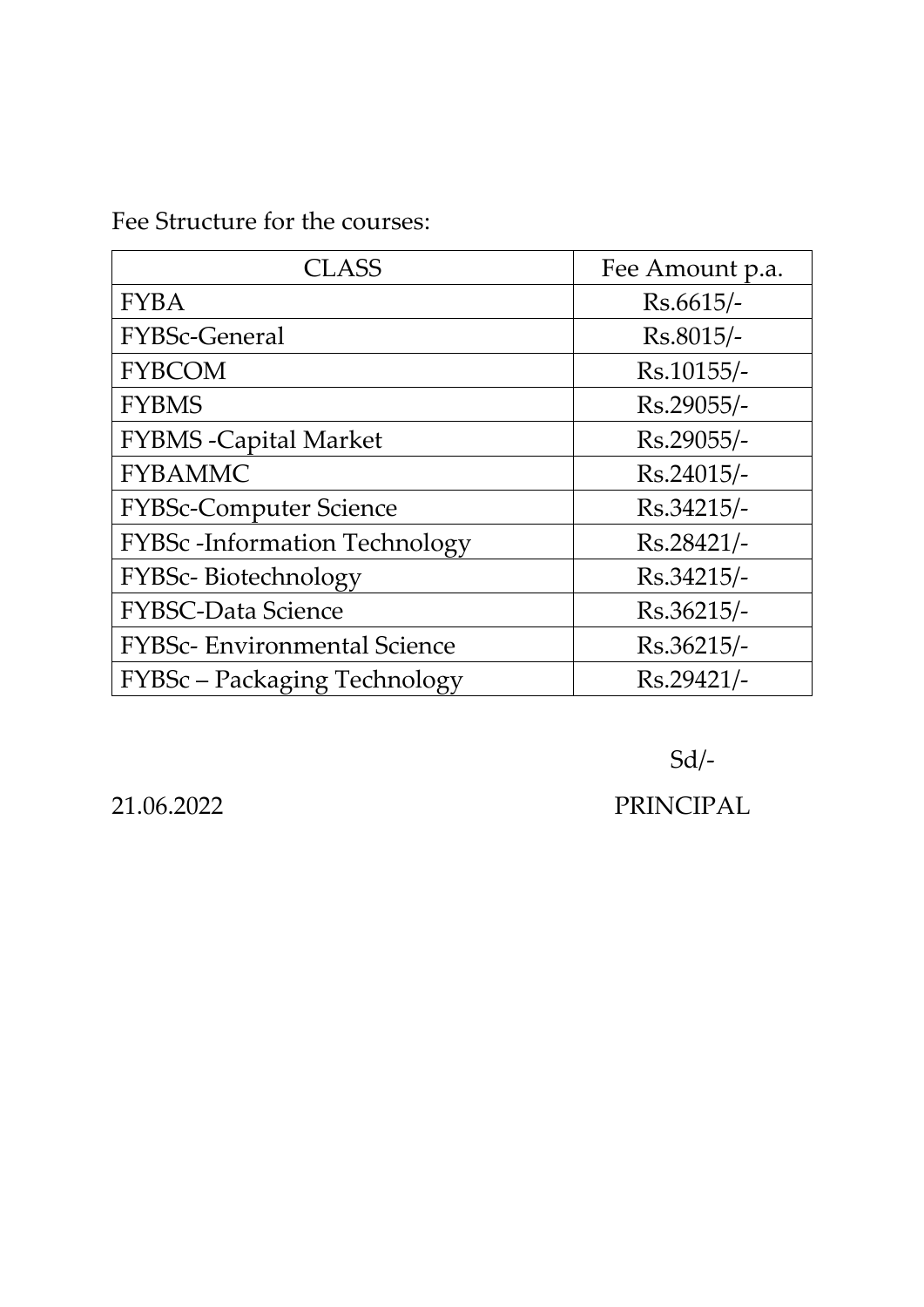Fee Structure for the courses:

| CLASS | Fee Amount p.a. |
| --- | --- |
| FYBA | Rs.6615/- |
| FYBSc-General | Rs.8015/- |
| FYBCOM | Rs.10155/- |
| FYBMS | Rs.29055/- |
| FYBMS -Capital Market | Rs.29055/- |
| FYBAMMC | Rs.24015/- |
| FYBSc-Computer Science | Rs.34215/- |
| FYBSc -Information Technology | Rs.28421/- |
| FYBSc- Biotechnology | Rs.34215/- |
| FYBSC-Data Science | Rs.36215/- |
| FYBSc- Environmental Science | Rs.36215/- |
| FYBSc – Packaging Technology | Rs.29421/- |

Sd/-

21.06.2022

PRINCIPAL